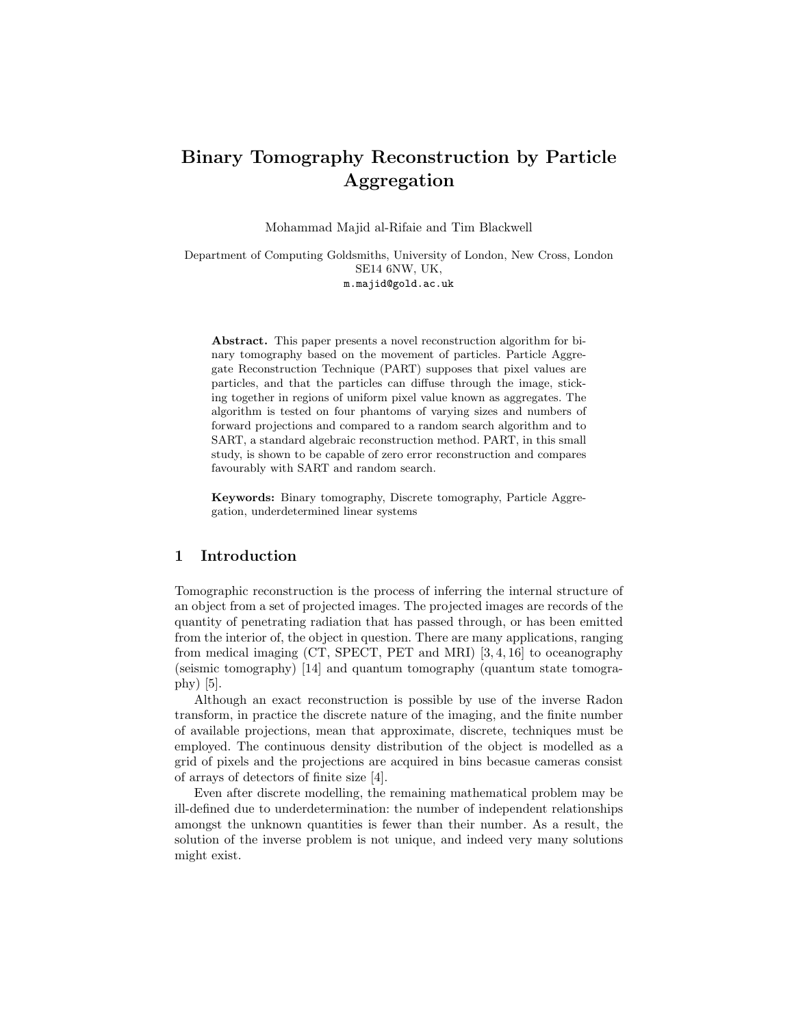# Binary Tomography Reconstruction by Particle Aggregation

Mohammad Majid al-Rifaie and Tim Blackwell

Department of Computing Goldsmiths, University of London, New Cross, London SE14 6NW, UK,
m.majid@gold.ac.uk

**Abstract.** This paper presents a novel reconstruction algorithm for binary tomography based on the movement of particles. Particle Aggregate Reconstruction Technique (PART) supposes that pixel values are particles, and that the particles can diffuse through the image, sticking together in regions of uniform pixel value known as aggregates. The algorithm is tested on four phantoms of varying sizes and numbers of forward projections and compared to a random search algorithm and to SART, a standard algebraic reconstruction method. PART, in this small study, is shown to be capable of zero error reconstruction and compares favourably with SART and random search.

**Keywords:** Binary tomography, Discrete tomography, Particle Aggregation, underdetermined linear systems

## 1 Introduction

Tomographic reconstruction is the process of inferring the internal structure of an object from a set of projected images. The projected images are records of the quantity of penetrating radiation that has passed through, or has been emitted from the interior of, the object in question. There are many applications, ranging from medical imaging (CT, SPECT, PET and MRI) [3, 4, 16] to oceanography (seismic tomography) [14] and quantum tomography (quantum state tomography) [5].

Although an exact reconstruction is possible by use of the inverse Radon transform, in practice the discrete nature of the imaging, and the finite number of available projections, mean that approximate, discrete, techniques must be employed. The continuous density distribution of the object is modelled as a grid of pixels and the projections are acquired in bins becasue cameras consist of arrays of detectors of finite size [4].

Even after discrete modelling, the remaining mathematical problem may be ill-defined due to underdetermination: the number of independent relationships amongst the unknown quantities is fewer than their number. As a result, the solution of the inverse problem is not unique, and indeed very many solutions might exist.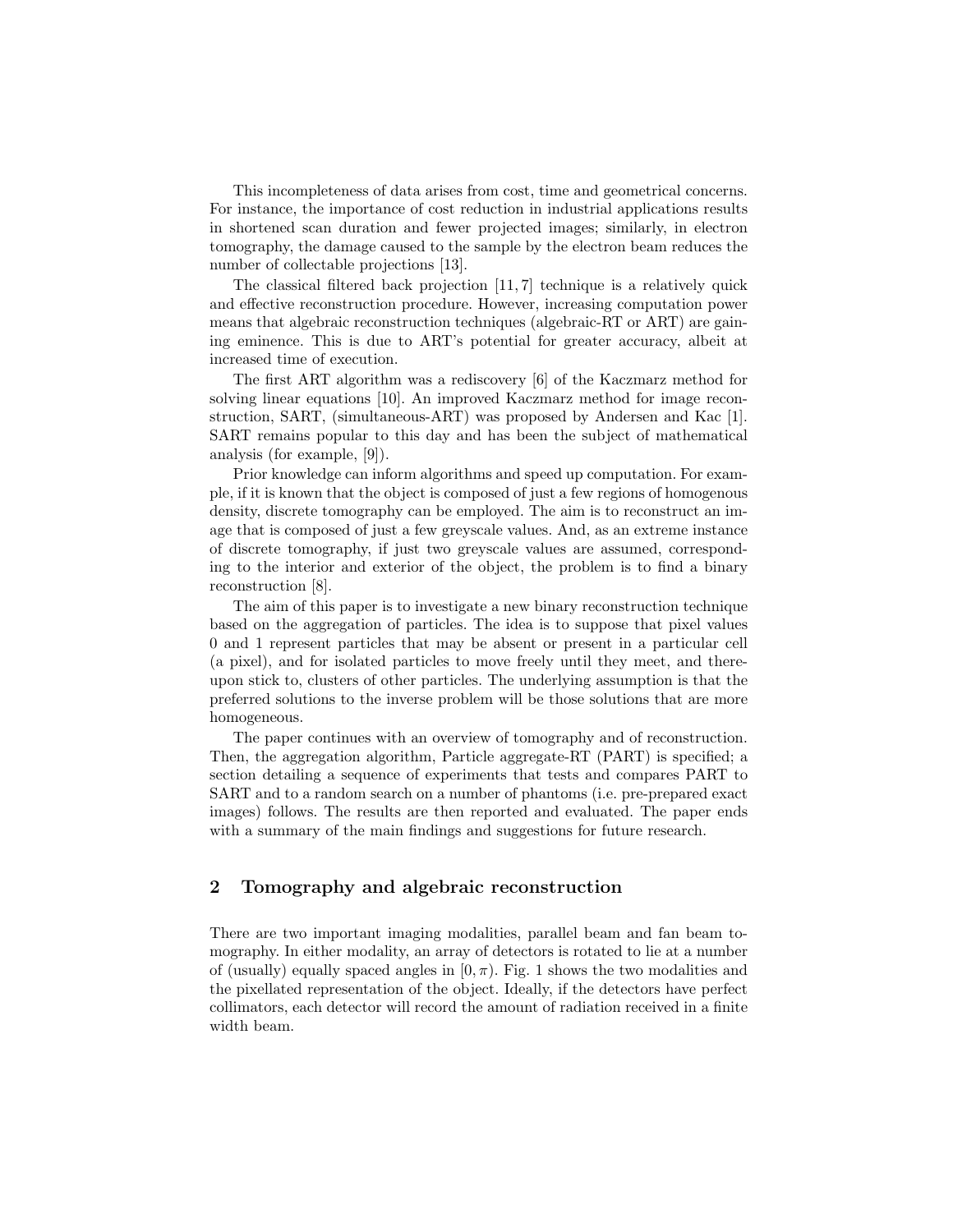This incompleteness of data arises from cost, time and geometrical concerns. For instance, the importance of cost reduction in industrial applications results in shortened scan duration and fewer projected images; similarly, in electron tomography, the damage caused to the sample by the electron beam reduces the number of collectable projections [13].

The classical filtered back projection [11, 7] technique is a relatively quick and effective reconstruction procedure. However, increasing computation power means that algebraic reconstruction techniques (algebraic-RT or ART) are gaining eminence. This is due to ART's potential for greater accuracy, albeit at increased time of execution.

The first ART algorithm was a rediscovery [6] of the Kaczmarz method for solving linear equations [10]. An improved Kaczmarz method for image reconstruction, SART, (simultaneous-ART) was proposed by Andersen and Kac [1]. SART remains popular to this day and has been the subject of mathematical analysis (for example, [9]).

Prior knowledge can inform algorithms and speed up computation. For example, if it is known that the object is composed of just a few regions of homogenous density, discrete tomography can be employed. The aim is to reconstruct an image that is composed of just a few greyscale values. And, as an extreme instance of discrete tomography, if just two greyscale values are assumed, corresponding to the interior and exterior of the object, the problem is to find a binary reconstruction [8].

The aim of this paper is to investigate a new binary reconstruction technique based on the aggregation of particles. The idea is to suppose that pixel values 0 and 1 represent particles that may be absent or present in a particular cell (a pixel), and for isolated particles to move freely until they meet, and thereupon stick to, clusters of other particles. The underlying assumption is that the preferred solutions to the inverse problem will be those solutions that are more homogeneous.

The paper continues with an overview of tomography and of reconstruction. Then, the aggregation algorithm, Particle aggregate-RT (PART) is specified; a section detailing a sequence of experiments that tests and compares PART to SART and to a random search on a number of phantoms (i.e. pre-prepared exact images) follows. The results are then reported and evaluated. The paper ends with a summary of the main findings and suggestions for future research.

## 2 Tomography and algebraic reconstruction

There are two important imaging modalities, parallel beam and fan beam tomography. In either modality, an array of detectors is rotated to lie at a number of (usually) equally spaced angles in $[0, \pi)$. Fig. 1 shows the two modalities and the pixellated representation of the object. Ideally, if the detectors have perfect collimators, each detector will record the amount of radiation received in a finite width beam.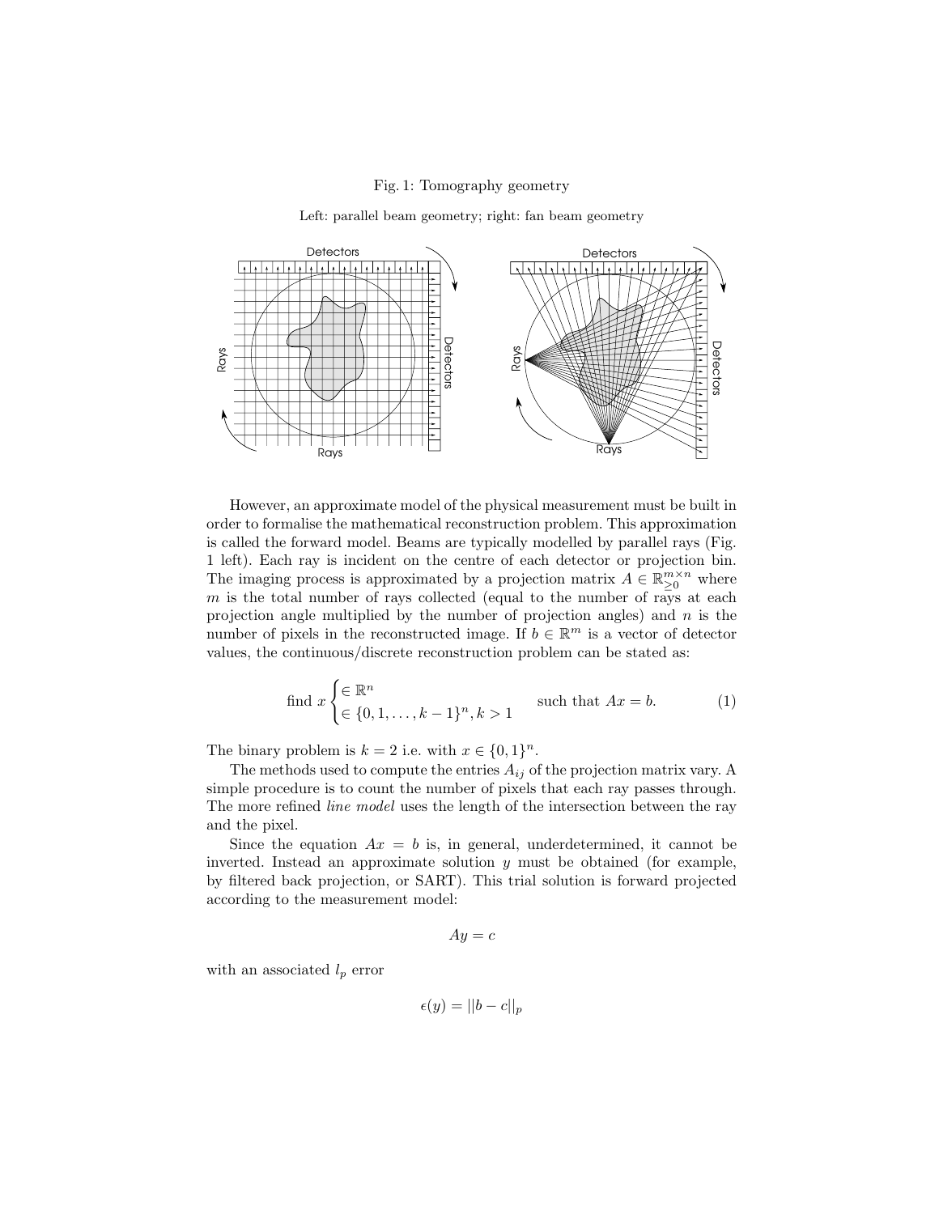Fig. 1: Tomography geometry

Left: parallel beam geometry; right: fan beam geometry

However, an approximate model of the physical measurement must be built in order to formalise the mathematical reconstruction problem. This approximation is called the forward model. Beams are typically modelled by parallel rays (Fig. 1 left). Each ray is incident on the centre of each detector or projection bin. The imaging process is approximated by a projection matrix $A \in \mathbb{R}^{m \times n}_{\geq 0}$ where $m$ is the total number of rays collected (equal to the number of rays at each projection angle multiplied by the number of projection angles) and $n$ is the number of pixels in the reconstructed image. If $b \in \mathbb{R}^m$ is a vector of detector values, the continuous/discrete reconstruction problem can be stated as:

$$\text{find } x \begin{cases} \in \mathbb{R}^n \\ \in \{0, 1, \ldots, k-1\}^n, k > 1 \end{cases} \quad \text{such that } Ax = b. \tag{1}$$

The binary problem is $k = 2$ i.e. with $x \in \{0, 1\}^n$.

The methods used to compute the entries $A_{ij}$ of the projection matrix vary. A simple procedure is to count the number of pixels that each ray passes through. The more refined *line model* uses the length of the intersection between the ray and the pixel.

Since the equation $Ax = b$ is, in general, underdetermined, it cannot be inverted. Instead an approximate solution $y$ must be obtained (for example, by filtered back projection, or SART). This trial solution is forward projected according to the measurement model:

$$Ay = c$$

with an associated $l_p$ error

$$\epsilon(y) = ||b - c||_p$$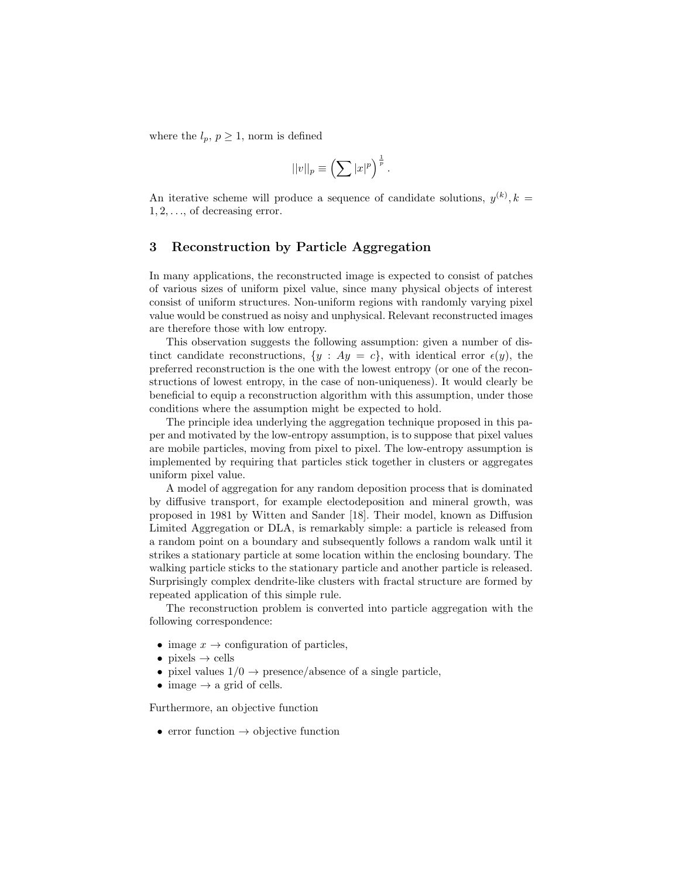where the $l_p$, $p \geq 1$, norm is defined

$$||v||_p \equiv \left( \sum |x|^p \right)^{\frac{1}{p}} .$$

An iterative scheme will produce a sequence of candidate solutions, $y^{(k)}, k = 1, 2, \ldots$, of decreasing error.

## 3 Reconstruction by Particle Aggregation

In many applications, the reconstructed image is expected to consist of patches of various sizes of uniform pixel value, since many physical objects of interest consist of uniform structures. Non-uniform regions with randomly varying pixel value would be construed as noisy and unphysical. Relevant reconstructed images are therefore those with low entropy.

This observation suggests the following assumption: given a number of distinct candidate reconstructions, $\{y : Ay = c\}$, with identical error $\epsilon(y)$, the preferred reconstruction is the one with the lowest entropy (or one of the reconstructions of lowest entropy, in the case of non-uniqueness). It would clearly be beneficial to equip a reconstruction algorithm with this assumption, under those conditions where the assumption might be expected to hold.

The principle idea underlying the aggregation technique proposed in this paper and motivated by the low-entropy assumption, is to suppose that pixel values are mobile particles, moving from pixel to pixel. The low-entropy assumption is implemented by requiring that particles stick together in clusters or aggregates uniform pixel value.

A model of aggregation for any random deposition process that is dominated by diffusive transport, for example electodeposition and mineral growth, was proposed in 1981 by Witten and Sander [18]. Their model, known as Diffusion Limited Aggregation or DLA, is remarkably simple: a particle is released from a random point on a boundary and subsequently follows a random walk until it strikes a stationary particle at some location within the enclosing boundary. The walking particle sticks to the stationary particle and another particle is released. Surprisingly complex dendrite-like clusters with fractal structure are formed by repeated application of this simple rule.

The reconstruction problem is converted into particle aggregation with the following correspondence:

- image $x \rightarrow$ configuration of particles,
- pixels $\rightarrow$ cells
- pixel values $1/0 \rightarrow$ presence/absence of a single particle,
- image $\rightarrow$ a grid of cells.

Furthermore, an objective function

- error function $\rightarrow$ objective function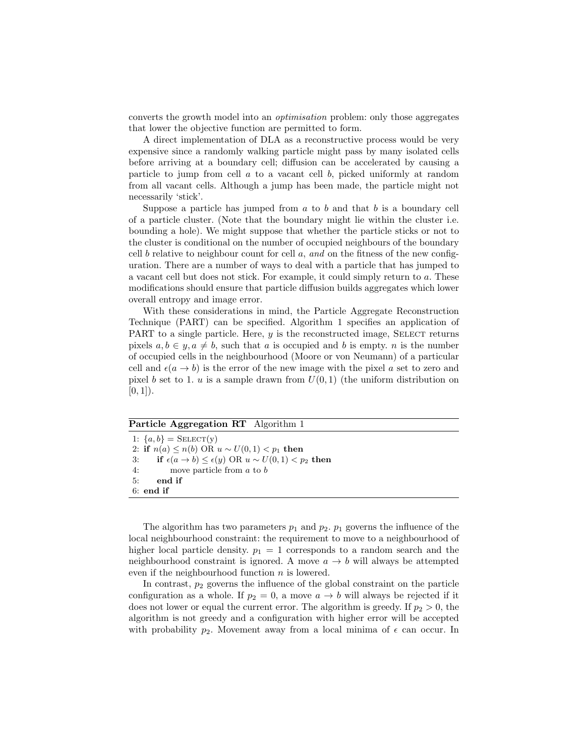converts the growth model into an *optimisation* problem: only those aggregates that lower the objective function are permitted to form.

A direct implementation of DLA as a reconstructive process would be very expensive since a randomly walking particle might pass by many isolated cells before arriving at a boundary cell; diffusion can be accelerated by causing a particle to jump from cell $a$ to a vacant cell $b$, picked uniformly at random from all vacant cells. Although a jump has been made, the particle might not necessarily 'stick'.

Suppose a particle has jumped from $a$ to $b$ and that $b$ is a boundary cell of a particle cluster. (Note that the boundary might lie within the cluster i.e. bounding a hole). We might suppose that whether the particle sticks or not to the cluster is conditional on the number of occupied neighbours of the boundary cell $b$ relative to neighbour count for cell $a$, *and* on the fitness of the new configuration. There are a number of ways to deal with a particle that has jumped to a vacant cell but does not stick. For example, it could simply return to $a$. These modifications should ensure that particle diffusion builds aggregates which lower overall entropy and image error.

With these considerations in mind, the Particle Aggregate Reconstruction Technique (PART) can be specified. Algorithm 1 specifies an application of PART to a single particle. Here, $y$ is the reconstructed image, SELECT returns pixels $a, b \in y, a \neq b$, such that $a$ is occupied and $b$ is empty. $n$ is the number of occupied cells in the neighbourhood (Moore or von Neumann) of a particular cell and $\epsilon(a \to b)$ is the error of the new image with the pixel $a$ set to zero and pixel $b$ set to 1. $u$ is a sample drawn from $U(0, 1)$ (the uniform distribution on $[0, 1]$).

**Particle Aggregation RT** Algorithm 1

```
1: {a, b} = SELECT(y)
2: if n(a) ≤ n(b) OR u ~ U(0,1) < p1 then
3:     if ε(a → b) ≤ ε(y) OR u ~ U(0,1) < p2 then
4:         move particle from a to b
5:     end if
6: end if
```

The algorithm has two parameters $p_1$ and $p_2$. $p_1$ governs the influence of the local neighbourhood constraint: the requirement to move to a neighbourhood of higher local particle density. $p_1 = 1$ corresponds to a random search and the neighbourhood constraint is ignored. A move $a \to b$ will always be attempted even if the neighbourhood function $n$ is lowered.

In contrast, $p_2$ governs the influence of the global constraint on the particle configuration as a whole. If $p_2 = 0$, a move $a \to b$ will always be rejected if it does not lower or equal the current error. The algorithm is greedy. If $p_2 > 0$, the algorithm is not greedy and a configuration with higher error will be accepted with probability $p_2$. Movement away from a local minima of $\epsilon$ can occur. In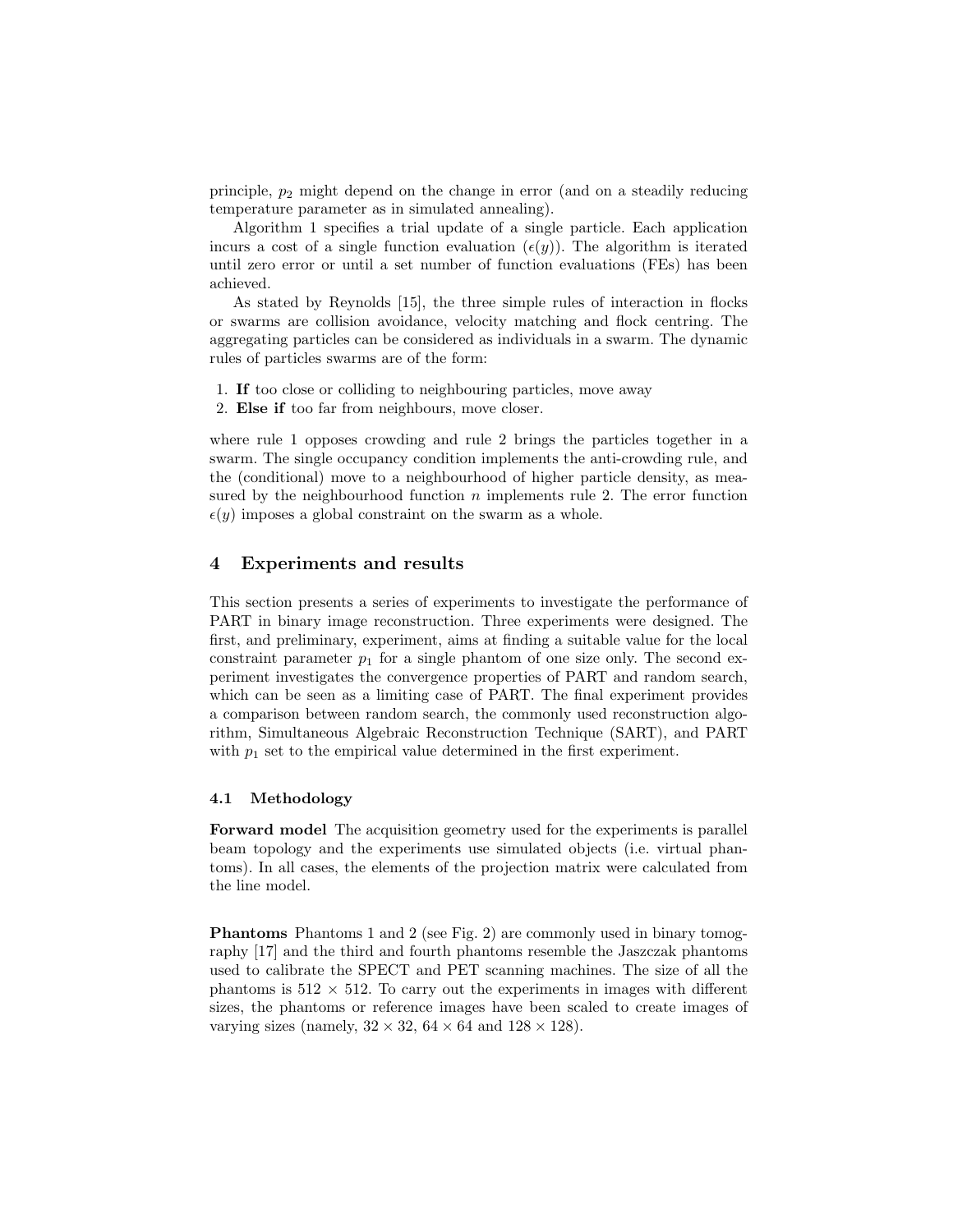principle, $p_2$ might depend on the change in error (and on a steadily reducing temperature parameter as in simulated annealing).

Algorithm 1 specifies a trial update of a single particle. Each application incurs a cost of a single function evaluation ($\epsilon(y)$). The algorithm is iterated until zero error or until a set number of function evaluations (FEs) has been achieved.

As stated by Reynolds [15], the three simple rules of interaction in flocks or swarms are collision avoidance, velocity matching and flock centring. The aggregating particles can be considered as individuals in a swarm. The dynamic rules of particles swarms are of the form:

1. **If** too close or colliding to neighbouring particles, move away
2. **Else if** too far from neighbours, move closer.

where rule 1 opposes crowding and rule 2 brings the particles together in a swarm. The single occupancy condition implements the anti-crowding rule, and the (conditional) move to a neighbourhood of higher particle density, as measured by the neighbourhood function $n$ implements rule 2. The error function $\epsilon(y)$ imposes a global constraint on the swarm as a whole.

## 4 Experiments and results

This section presents a series of experiments to investigate the performance of PART in binary image reconstruction. Three experiments were designed. The first, and preliminary, experiment, aims at finding a suitable value for the local constraint parameter $p_1$ for a single phantom of one size only. The second experiment investigates the convergence properties of PART and random search, which can be seen as a limiting case of PART. The final experiment provides a comparison between random search, the commonly used reconstruction algorithm, Simultaneous Algebraic Reconstruction Technique (SART), and PART with $p_1$ set to the empirical value determined in the first experiment.

### 4.1 Methodology

**Forward model** The acquisition geometry used for the experiments is parallel beam topology and the experiments use simulated objects (i.e. virtual phantoms). In all cases, the elements of the projection matrix were calculated from the line model.

**Phantoms** Phantoms 1 and 2 (see Fig. 2) are commonly used in binary tomography [17] and the third and fourth phantoms resemble the Jaszczak phantoms used to calibrate the SPECT and PET scanning machines. The size of all the phantoms is $512 \times 512$. To carry out the experiments in images with different sizes, the phantoms or reference images have been scaled to create images of varying sizes (namely, $32 \times 32$, $64 \times 64$ and $128 \times 128$).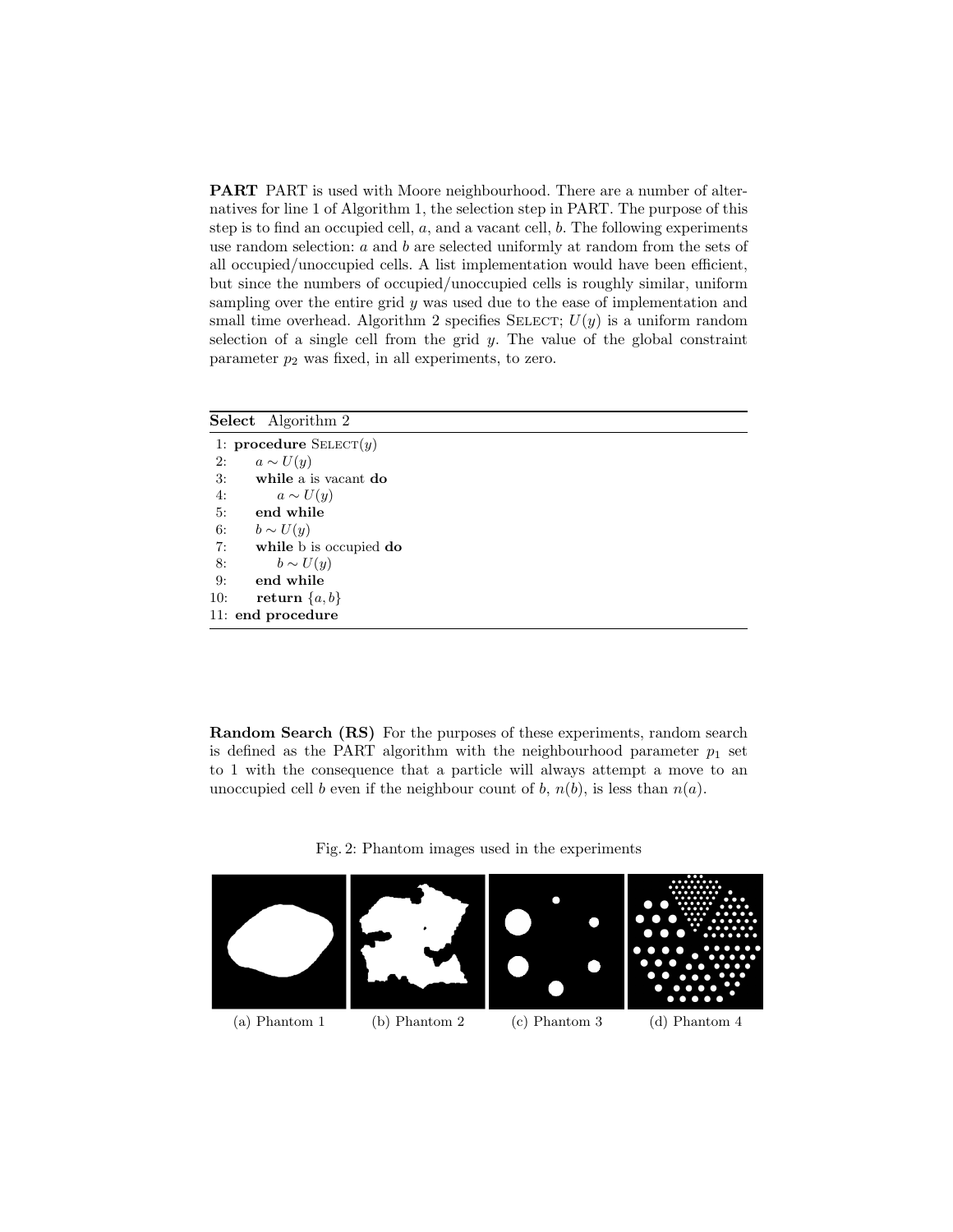**PART** PART is used with Moore neighbourhood. There are a number of alternatives for line 1 of Algorithm 1, the selection step in PART. The purpose of this step is to find an occupied cell, $a$, and a vacant cell, $b$. The following experiments use random selection: $a$ and $b$ are selected uniformly at random from the sets of all occupied/unoccupied cells. A list implementation would have been efficient, but since the numbers of occupied/unoccupied cells is roughly similar, uniform sampling over the entire grid $y$ was used due to the ease of implementation and small time overhead. Algorithm 2 specifies SELECT; $U(y)$ is a uniform random selection of a single cell from the grid $y$. The value of the global constraint parameter $p_2$ was fixed, in all experiments, to zero.

**Select** Algorithm 2

```
1: procedure SELECT(y)
2:     a ~ U(y)
3:     while a is vacant do
4:         a ~ U(y)
5:     end while
6:     b ~ U(y)
7:     while b is occupied do
8:         b ~ U(y)
9:     end while
10:    return {a, b}
11: end procedure
```

**Random Search (RS)** For the purposes of these experiments, random search is defined as the PART algorithm with the neighbourhood parameter $p_1$ set to 1 with the consequence that a particle will always attempt a move to an unoccupied cell $b$ even if the neighbour count of $b$, $n(b)$, is less than $n(a)$.

Fig. 2: Phantom images used in the experiments

(a) Phantom 1 (b) Phantom 2 (c) Phantom 3 (d) Phantom 4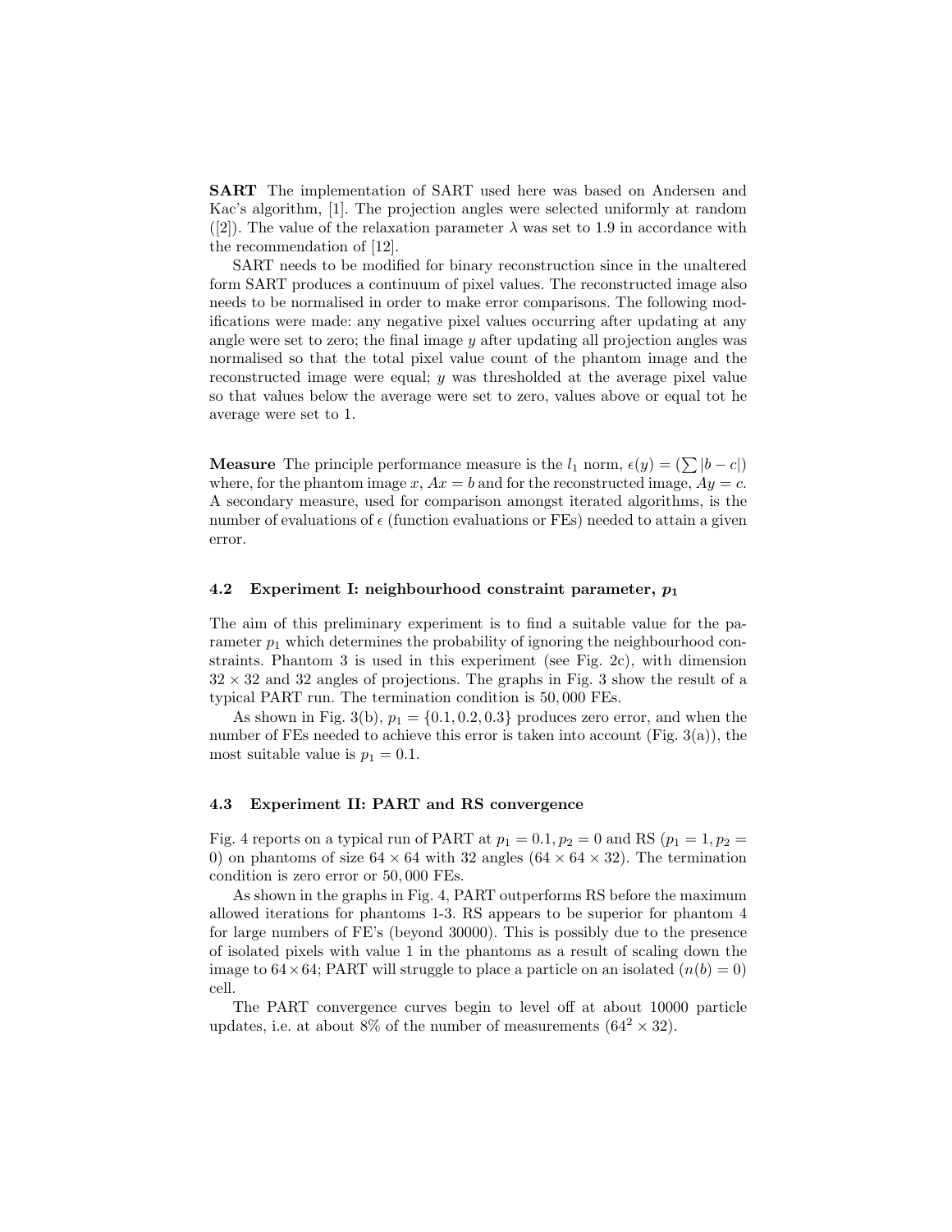**SART** The implementation of SART used here was based on Andersen and Kac's algorithm, [1]. The projection angles were selected uniformly at random ([2]). The value of the relaxation parameter $\lambda$ was set to 1.9 in accordance with the recommendation of [12].

SART needs to be modified for binary reconstruction since in the unaltered form SART produces a continuum of pixel values. The reconstructed image also needs to be normalised in order to make error comparisons. The following modifications were made: any negative pixel values occurring after updating at any angle were set to zero; the final image $y$ after updating all projection angles was normalised so that the total pixel value count of the phantom image and the reconstructed image were equal; $y$ was thresholded at the average pixel value so that values below the average were set to zero, values above or equal tot he average were set to 1.

**Measure** The principle performance measure is the $l_1$ norm, $\epsilon(y) = (\sum |b - c|)$ where, for the phantom image $x$, $Ax = b$ and for the reconstructed image, $Ay = c$. A secondary measure, used for comparison amongst iterated algorithms, is the number of evaluations of $\epsilon$ (function evaluations or FEs) needed to attain a given error.

### 4.2 Experiment I: neighbourhood constraint parameter, $p_1$

The aim of this preliminary experiment is to find a suitable value for the parameter $p_1$ which determines the probability of ignoring the neighbourhood constraints. Phantom 3 is used in this experiment (see Fig. 2c), with dimension $32 \times 32$ and 32 angles of projections. The graphs in Fig. 3 show the result of a typical PART run. The termination condition is $50,000$ FEs.

As shown in Fig. 3(b), $p_1 = \{0.1, 0.2, 0.3\}$ produces zero error, and when the number of FEs needed to achieve this error is taken into account (Fig. 3(a)), the most suitable value is $p_1 = 0.1$.

### 4.3 Experiment II: PART and RS convergence

Fig. 4 reports on a typical run of PART at $p_1 = 0.1, p_2 = 0$ and RS ($p_1 = 1, p_2 = 0$) on phantoms of size $64 \times 64$ with 32 angles ($64 \times 64 \times 32$). The termination condition is zero error or $50,000$ FEs.

As shown in the graphs in Fig. 4, PART outperforms RS before the maximum allowed iterations for phantoms 1-3. RS appears to be superior for phantom 4 for large numbers of FE's (beyond 30000). This is possibly due to the presence of isolated pixels with value 1 in the phantoms as a result of scaling down the image to $64 \times 64$; PART will struggle to place a particle on an isolated ($n(b) = 0$) cell.

The PART convergence curves begin to level off at about 10000 particle updates, i.e. at about 8% of the number of measurements ($64^2 \times 32$).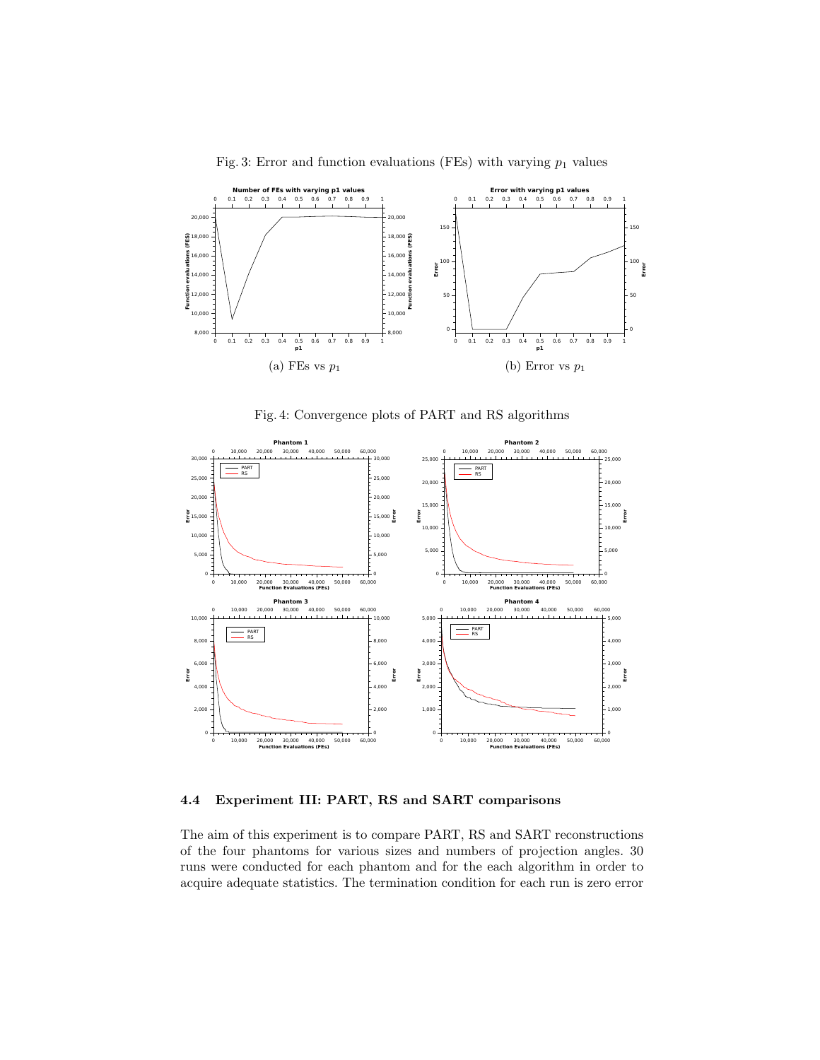Fig. 3: Error and function evaluations (FEs) with varying $p_1$ values

(a) FEs vs $p_1$

(b) Error vs $p_1$

Fig. 4: Convergence plots of PART and RS algorithms

### 4.4 Experiment III: PART, RS and SART comparisons

The aim of this experiment is to compare PART, RS and SART reconstructions of the four phantoms for various sizes and numbers of projection angles. 30 runs were conducted for each phantom and for the each algorithm in order to acquire adequate statistics. The termination condition for each run is zero error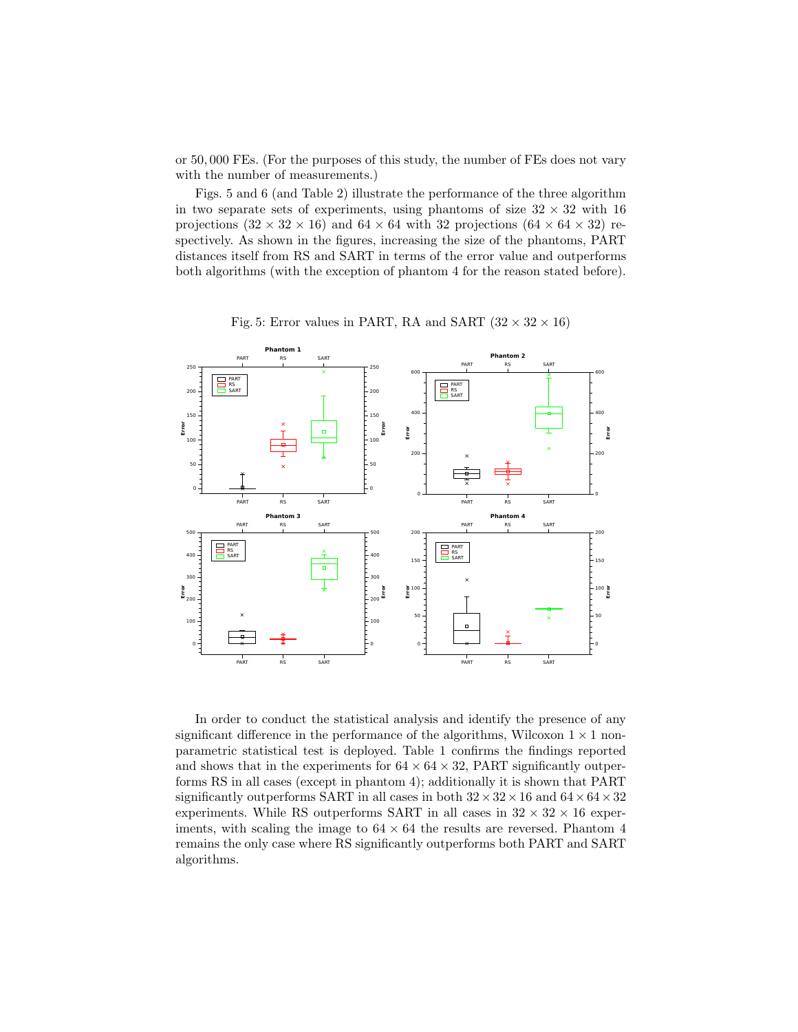or 50,000 FEs. (For the purposes of this study, the number of FEs does not vary with the number of measurements.)

Figs. 5 and 6 (and Table 2) illustrate the performance of the three algorithm in two separate sets of experiments, using phantoms of size $32 \times 32$ with 16 projections ($32 \times 32 \times 16$) and $64 \times 64$ with 32 projections ($64 \times 64 \times 32$) respectively. As shown in the figures, increasing the size of the phantoms, PART distances itself from RS and SART in terms of the error value and outperforms both algorithms (with the exception of phantom 4 for the reason stated before).

Fig. 5: Error values in PART, RA and SART ($32 \times 32 \times 16$)

In order to conduct the statistical analysis and identify the presence of any significant difference in the performance of the algorithms, Wilcoxon $1 \times 1$ non-parametric statistical test is deployed. Table 1 confirms the findings reported and shows that in the experiments for $64 \times 64 \times 32$, PART significantly outperforms RS in all cases (except in phantom 4); additionally it is shown that PART significantly outperforms SART in all cases in both $32 \times 32 \times 16$ and $64 \times 64 \times 32$ experiments. While RS outperforms SART in all cases in $32 \times 32 \times 16$ experiments, with scaling the image to $64 \times 64$ the results are reversed. Phantom 4 remains the only case where RS significantly outperform both PART and SART algorithms.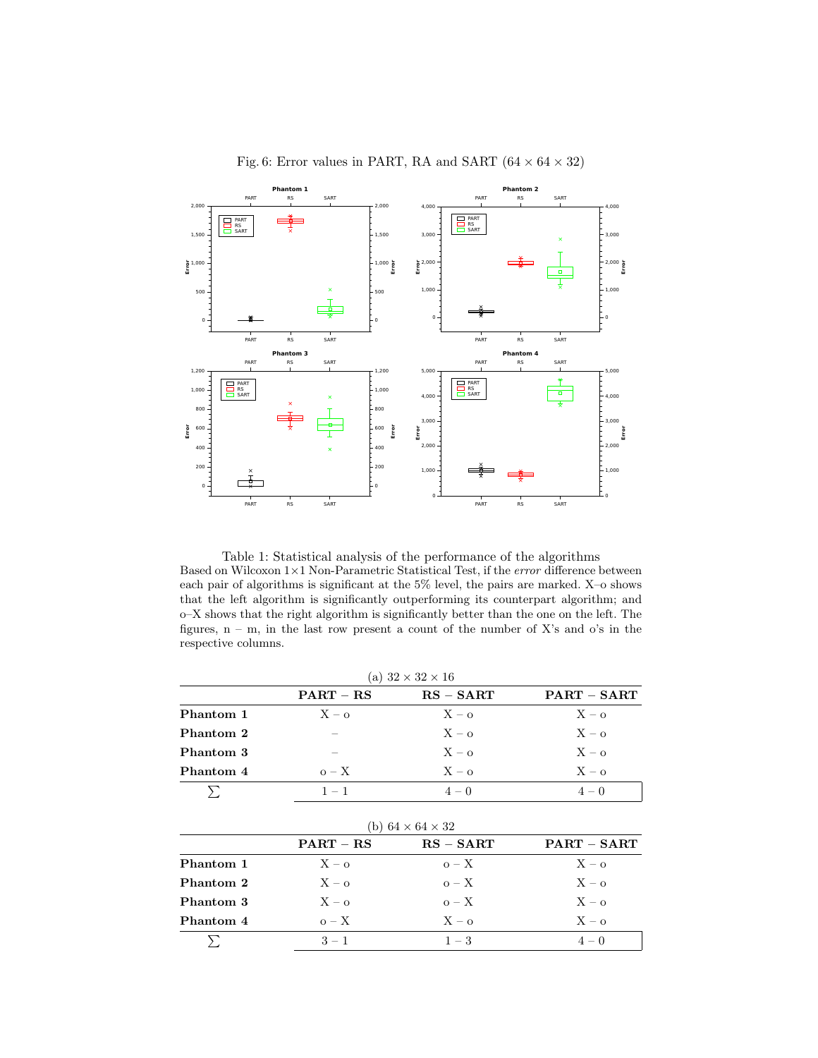Fig. 6: Error values in PART, RA and SART ($64 \times 64 \times 32$)

Table 1: Statistical analysis of the performance of the algorithms
Based on Wilcoxon 1×1 Non-Parametric Statistical Test, if the *error* difference between each pair of algorithms is significant at the 5% level, the pairs are marked. X–o shows that the left algorithm is significantly outperforming its counterpart algorithm; and o–X shows that the right algorithm is significantly better than the one on the left. The figures, n – m, in the last row present a count of the number of X's and o's in the respective columns.

(a) $32 \times 32 \times 16$

| | **PART – RS** | **RS – SART** | **PART – SART** |
|---|---|---|---|
| **Phantom 1** | X – o | X – o | X – o |
| **Phantom 2** | – | X – o | X – o |
| **Phantom 3** | – | X – o | X – o |
| **Phantom 4** | o – X | X – o | X – o |
| $\sum$ | 1 – 1 | 4 – 0 | 4 – 0 |

(b) $64 \times 64 \times 32$

| | **PART – RS** | **RS – SART** | **PART – SART** |
|---|---|---|---|
| **Phantom 1** | X – o | o – X | X – o |
| **Phantom 2** | X – o | o – X | X – o |
| **Phantom 3** | X – o | o – X | X – o |
| **Phantom 4** | o – X | X – o | X – o |
| $\sum$ | 3 – 1 | 1 – 3 | 4 – 0 |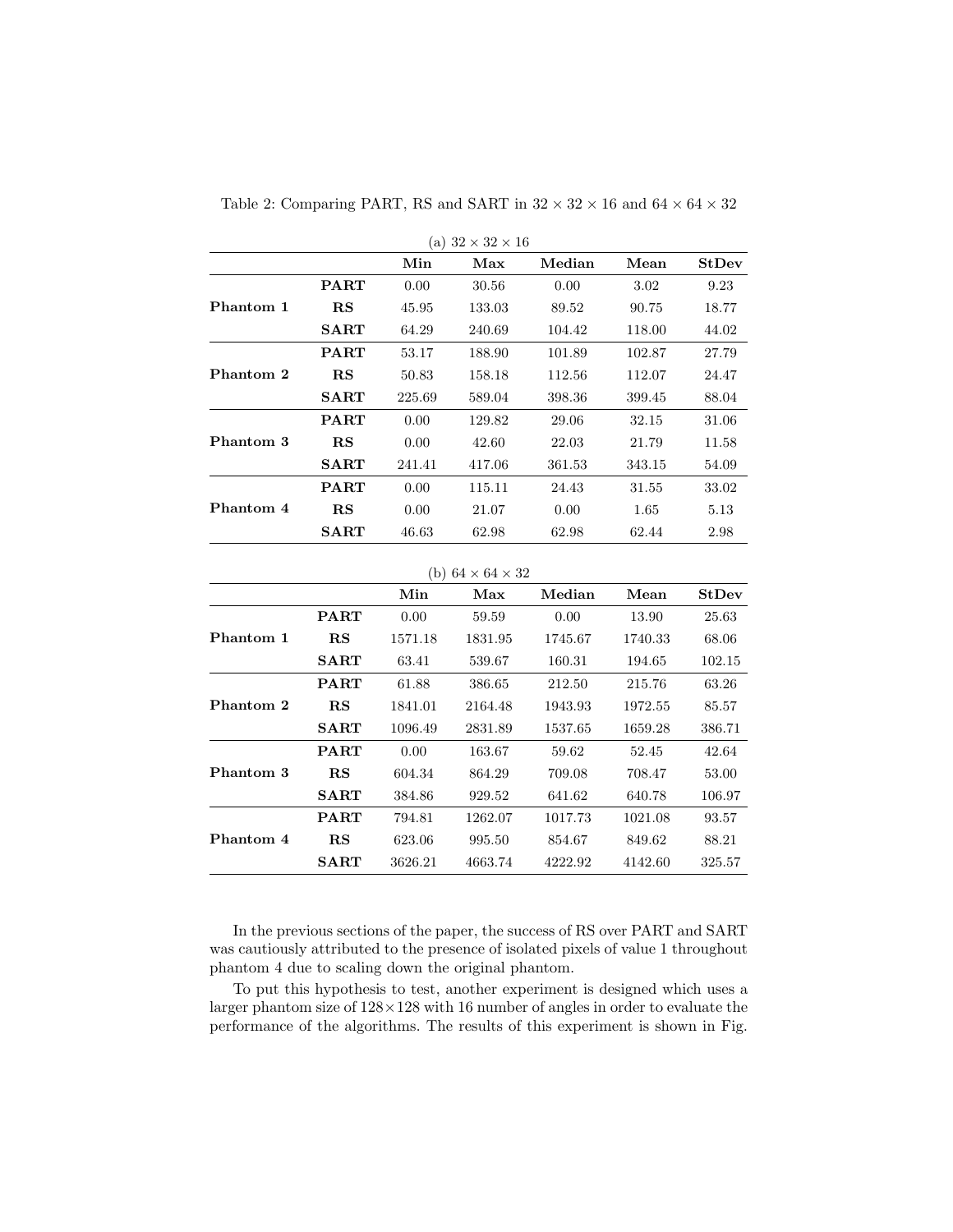Table 2: Comparing PART, RS and SART in $32 \times 32 \times 16$ and $64 \times 64 \times 32$

(a) $32 \times 32 \times 16$

| | | **Min** | **Max** | **Median** | **Mean** | **StDev** |
|---|---|---|---|---|---|---|
| **Phantom 1** | **PART** | 0.00 | 30.56 | 0.00 | 3.02 | 9.23 |
| | **RS** | 45.95 | 133.03 | 89.52 | 90.75 | 18.77 |
| | **SART** | 64.29 | 240.69 | 104.42 | 118.00 | 44.02 |
| **Phantom 2** | **PART** | 53.17 | 188.90 | 101.89 | 102.87 | 27.79 |
| | **RS** | 50.83 | 158.18 | 112.56 | 112.07 | 24.47 |
| | **SART** | 225.69 | 589.04 | 398.36 | 399.45 | 88.04 |
| **Phantom 3** | **PART** | 0.00 | 129.82 | 29.06 | 32.15 | 31.06 |
| | **RS** | 0.00 | 42.60 | 22.03 | 21.79 | 11.58 |
| | **SART** | 241.41 | 417.06 | 361.53 | 343.15 | 54.09 |
| **Phantom 4** | **PART** | 0.00 | 115.11 | 24.43 | 31.55 | 33.02 |
| | **RS** | 0.00 | 21.07 | 0.00 | 1.65 | 5.13 |
| | **SART** | 46.63 | 62.98 | 62.98 | 62.44 | 2.98 |

(b) $64 \times 64 \times 32$

| | | **Min** | **Max** | **Median** | **Mean** | **StDev** |
|---|---|---|---|---|---|---|
| **Phantom 1** | **PART** | 0.00 | 59.59 | 0.00 | 13.90 | 25.63 |
| | **RS** | 1571.18 | 1831.95 | 1745.67 | 1740.33 | 68.06 |
| | **SART** | 63.41 | 539.67 | 160.31 | 194.65 | 102.15 |
| **Phantom 2** | **PART** | 61.88 | 386.65 | 212.50 | 215.76 | 63.26 |
| | **RS** | 1841.01 | 2164.48 | 1943.93 | 1972.55 | 85.57 |
| | **SART** | 1096.49 | 2831.89 | 1537.65 | 1659.28 | 386.71 |
| **Phantom 3** | **PART** | 0.00 | 163.67 | 59.62 | 52.45 | 42.64 |
| | **RS** | 604.34 | 864.29 | 709.08 | 708.47 | 53.00 |
| | **SART** | 384.86 | 929.52 | 641.62 | 640.78 | 106.97 |
| **Phantom 4** | **PART** | 794.81 | 1262.07 | 1017.73 | 1021.08 | 93.57 |
| | **RS** | 623.06 | 995.50 | 854.67 | 849.62 | 88.21 |
| | **SART** | 3626.21 | 4663.74 | 4222.92 | 4142.60 | 325.57 |

In the previous sections of the paper, the success of RS over PART and SART was cautiously attributed to the presence of isolated pixels of value 1 throughout phantom 4 due to scaling down the original phantom.

To put this hypothesis to test, another experiment is designed which uses a larger phantom size of $128 \times 128$ with 16 number of angles in order to evaluate the performance of the algorithms. The results of this experiment is shown in Fig.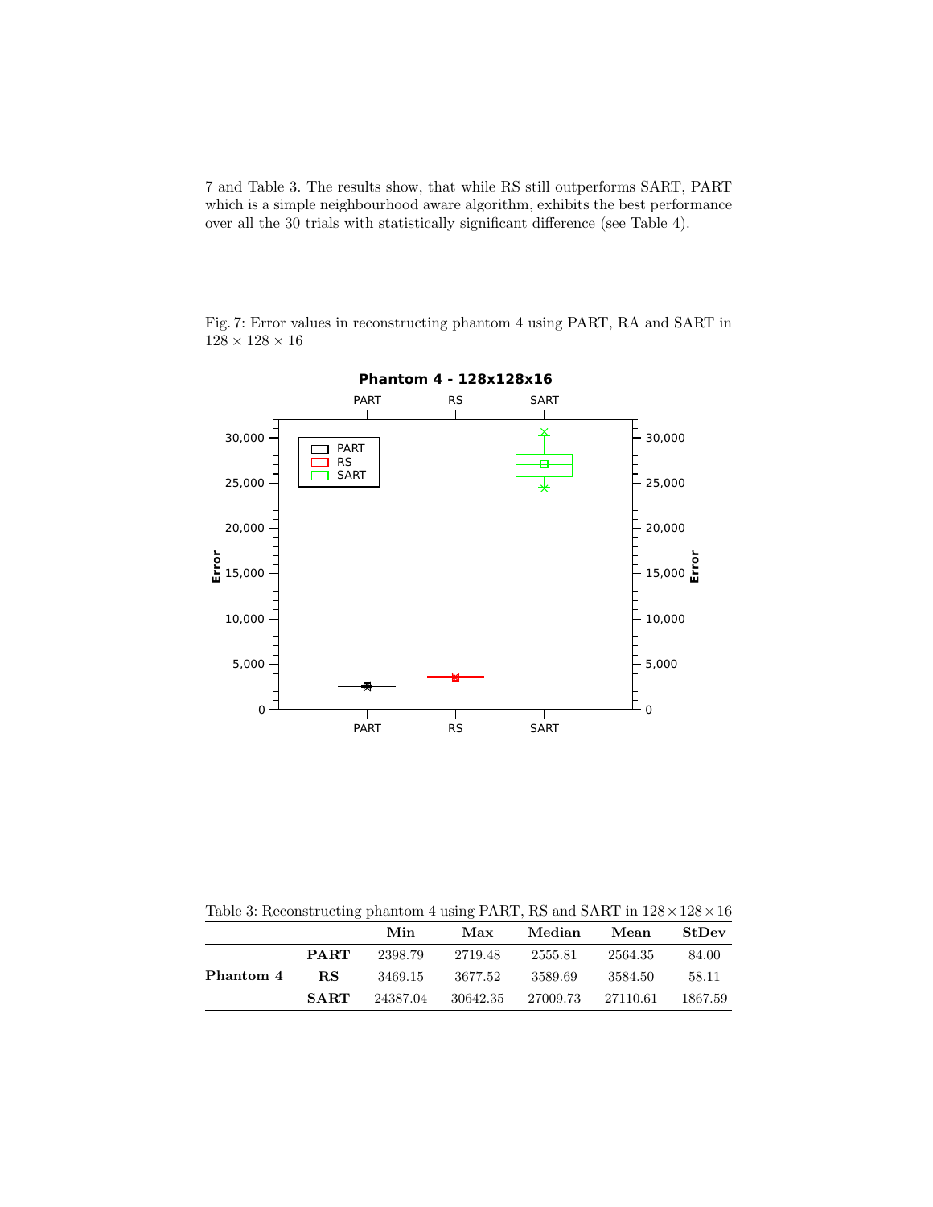7 and Table 3. The results show, that while RS still outperforms SART, PART which is a simple neighbourhood aware algorithm, exhibits the best performance over all the 30 trials with statistically significant difference (see Table 4).

Fig. 7: Error values in reconstructing phantom 4 using PART, RA and SART in $128 \times 128 \times 16$

Table 3: Reconstructing phantom 4 using PART, RS and SART in $128 \times 128 \times 16$

| | | Min | Max | Median | Mean | StDev |
|---|---|---|---|---|---|---|
| **Phantom 4** | **PART** | 2398.79 | 2719.48 | 2555.81 | 2564.35 | 84.00 |
| | **RS** | 3469.15 | 3677.52 | 3589.69 | 3584.50 | 58.11 |
| | **SART** | 24387.04 | 30642.35 | 27009.73 | 27110.61 | 1867.59 |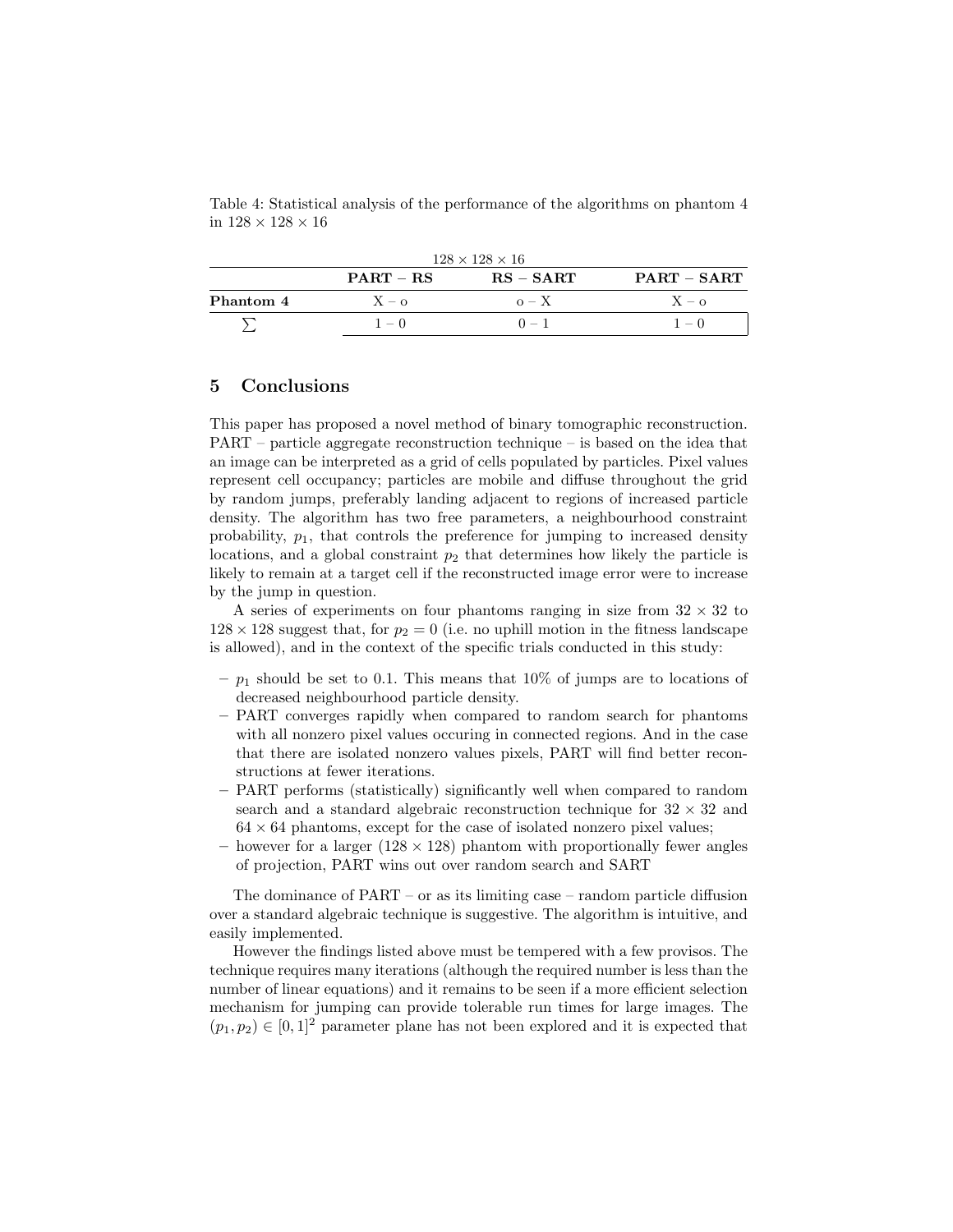Table 4: Statistical analysis of the performance of the algorithms on phantom 4 in $128 \times 128 \times 16$

| | $128 \times 128 \times 16$ | | |
|---|---|---|---|
| | **PART – RS** | **RS – SART** | **PART – SART** |
| **Phantom 4** | X – o | o – X | X – o |
| $\sum$ | 1 – 0 | 0 – 1 | 1 – 0 |

## 5 Conclusions

This paper has proposed a novel method of binary tomographic reconstruction. PART – particle aggregate reconstruction technique – is based on the idea that an image can be interpreted as a grid of cells populated by particles. Pixel values represent cell occupancy; particles are mobile and diffuse throughout the grid by random jumps, preferably landing adjacent to regions of increased particle density. The algorithm has two free parameters, a neighbourhood constraint probability, $p_1$, that controls the preference for jumping to increased density locations, and a global constraint $p_2$ that determines how likely the particle is likely to remain at a target cell if the reconstructed image error were to increase by the jump in question.

A series of experiments on four phantoms ranging in size from $32 \times 32$ to $128 \times 128$ suggest that, for $p_2 = 0$ (i.e. no uphill motion in the fitness landscape is allowed), and in the context of the specific trials conducted in this study:

- $p_1$ should be set to 0.1. This means that 10% of jumps are to locations of decreased neighbourhood particle density.
- PART converges rapidly when compared to random search for phantoms with all nonzero pixel values occuring in connected regions. And in the case that there are isolated nonzero values pixels, PART will find better reconstructions at fewer iterations.
- PART performs (statistically) significantly well when compared to random search and a standard algebraic reconstruction technique for $32 \times 32$ and $64 \times 64$ phantoms, except for the case of isolated nonzero pixel values;
- however for a larger ($128 \times 128$) phantom with proportionally fewer angles of projection, PART wins out over random search and SART

The dominance of PART – or as its limiting case – random particle diffusion over a standard algebraic technique is suggestive. The algorithm is intuitive, and easily implemented.

However the findings listed above must be tempered with a few provisos. The technique requires many iterations (although the required number is less than the number of linear equations) and it remains to be seen if a more efficient selection mechanism for jumping can provide tolerable run times for large images. The $(p_1, p_2) \in [0, 1]^2$ parameter plane has not been explored and it is expected that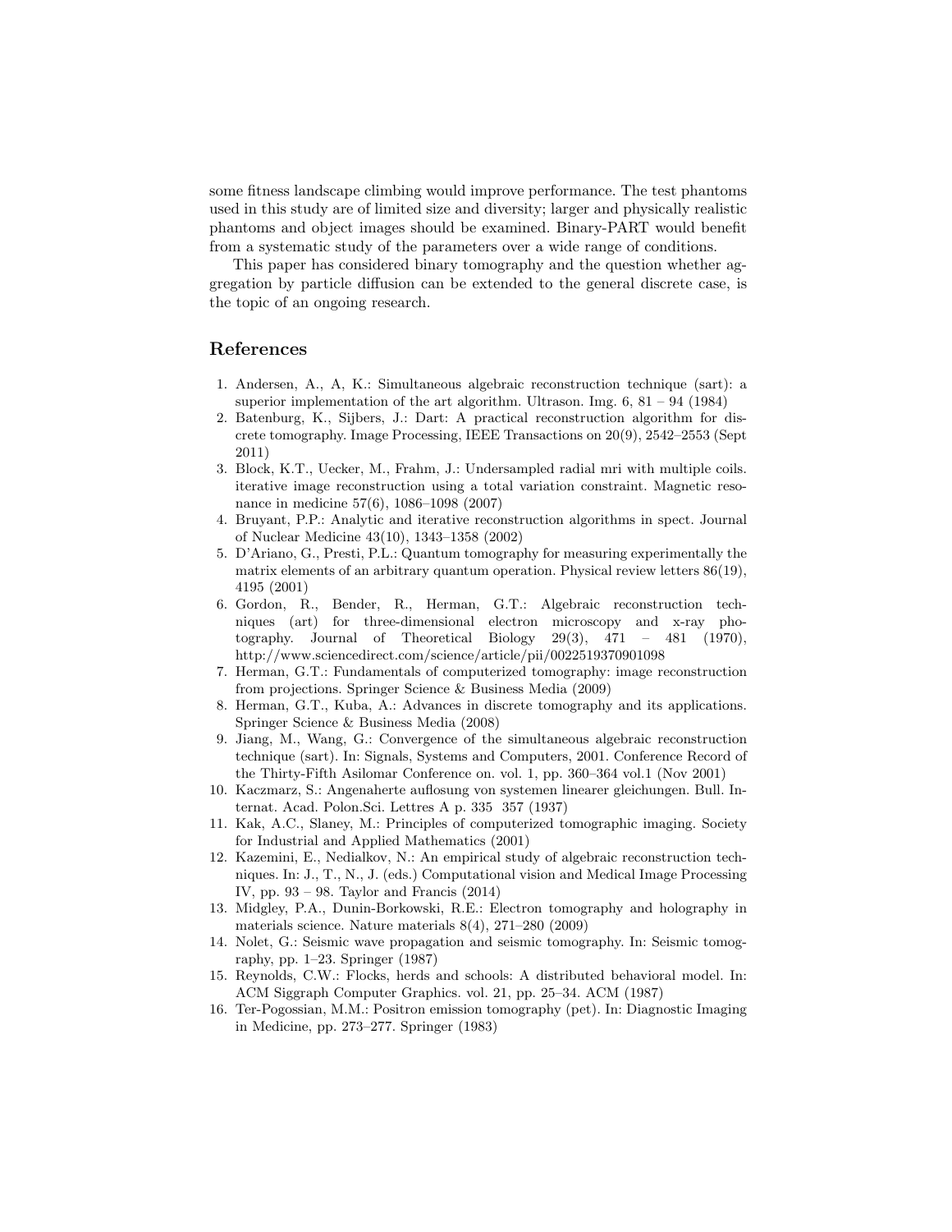some fitness landscape climbing would improve performance. The test phantoms used in this study are of limited size and diversity; larger and physically realistic phantoms and object images should be examined. Binary-PART would benefit from a systematic study of the parameters over a wide range of conditions.

This paper has considered binary tomography and the question whether aggregation by particle diffusion can be extended to the general discrete case, is the topic of an ongoing research.

## References

1. Andersen, A., A, K.: Simultaneous algebraic reconstruction technique (sart): a superior implementation of the art algorithm. Ultrason. Img. 6, 81 – 94 (1984)
2. Batenburg, K., Sijbers, J.: Dart: A practical reconstruction algorithm for discrete tomography. Image Processing, IEEE Transactions on 20(9), 2542–2553 (Sept 2011)
3. Block, K.T., Uecker, M., Frahm, J.: Undersampled radial mri with multiple coils. iterative image reconstruction using a total variation constraint. Magnetic resonance in medicine 57(6), 1086–1098 (2007)
4. Bruyant, P.P.: Analytic and iterative reconstruction algorithms in spect. Journal of Nuclear Medicine 43(10), 1343–1358 (2002)
5. D'Ariano, G., Presti, P.L.: Quantum tomography for measuring experimentally the matrix elements of an arbitrary quantum operation. Physical review letters 86(19), 4195 (2001)
6. Gordon, R., Bender, R., Herman, G.T.: Algebraic reconstruction techniques (art) for three-dimensional electron microscopy and x-ray photography. Journal of Theoretical Biology 29(3), 471 – 481 (1970), http://www.sciencedirect.com/science/article/pii/0022519370901098
7. Herman, G.T.: Fundamentals of computerized tomography: image reconstruction from projections. Springer Science & Business Media (2009)
8. Herman, G.T., Kuba, A.: Advances in discrete tomography and its applications. Springer Science & Business Media (2008)
9. Jiang, M., Wang, G.: Convergence of the simultaneous algebraic reconstruction technique (sart). In: Signals, Systems and Computers, 2001. Conference Record of the Thirty-Fifth Asilomar Conference on. vol. 1, pp. 360–364 vol.1 (Nov 2001)
10. Kaczmarz, S.: Angenaherte auflosung von systemen linearer gleichungen. Bull. Internat. Acad. Polon.Sci. Lettres A p. 335 357 (1937)
11. Kak, A.C., Slaney, M.: Principles of computerized tomographic imaging. Society for Industrial and Applied Mathematics (2001)
12. Kazemini, E., Nedialkov, N.: An empirical study of algebraic reconstruction techniques. In: J., T., N., J. (eds.) Computational vision and Medical Image Processing IV, pp. 93 – 98. Taylor and Francis (2014)
13. Midgley, P.A., Dunin-Borkowski, R.E.: Electron tomography and holography in materials science. Nature materials 8(4), 271–280 (2009)
14. Nolet, G.: Seismic wave propagation and seismic tomography. In: Seismic tomography, pp. 1–23. Springer (1987)
15. Reynolds, C.W.: Flocks, herds and schools: A distributed behavioral model. In: ACM Siggraph Computer Graphics. vol. 21, pp. 25–34. ACM (1987)
16. Ter-Pogossian, M.M.: Positron emission tomography (pet). In: Diagnostic Imaging in Medicine, pp. 273–277. Springer (1983)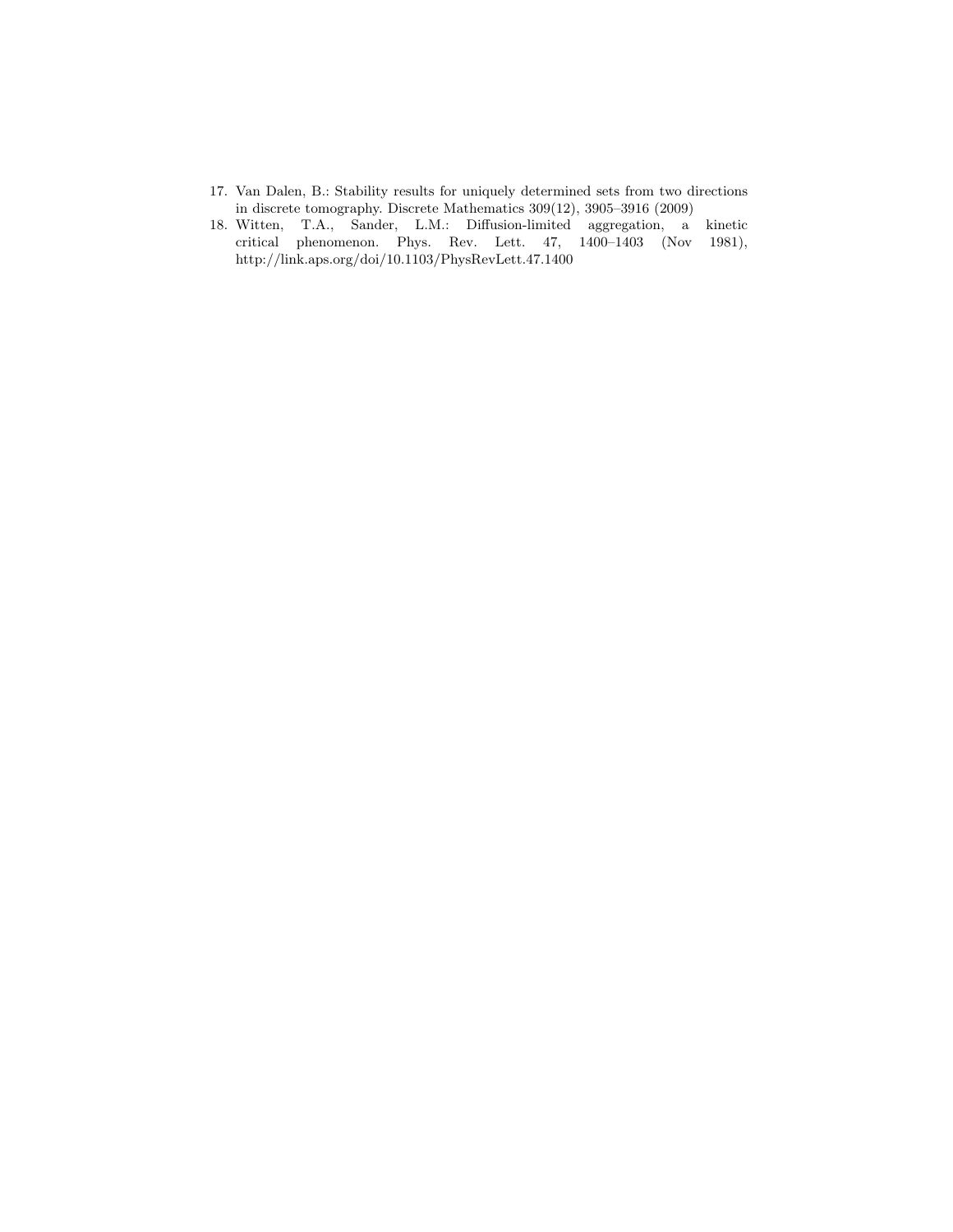17. Van Dalen, B.: Stability results for uniquely determined sets from two directions in discrete tomography. Discrete Mathematics 309(12), 3905–3916 (2009)
18. Witten, T.A., Sander, L.M.: Diffusion-limited aggregation, a kinetic critical phenomenon. Phys. Rev. Lett. 47, 1400–1403 (Nov 1981), http://link.aps.org/doi/10.1103/PhysRevLett.47.1400